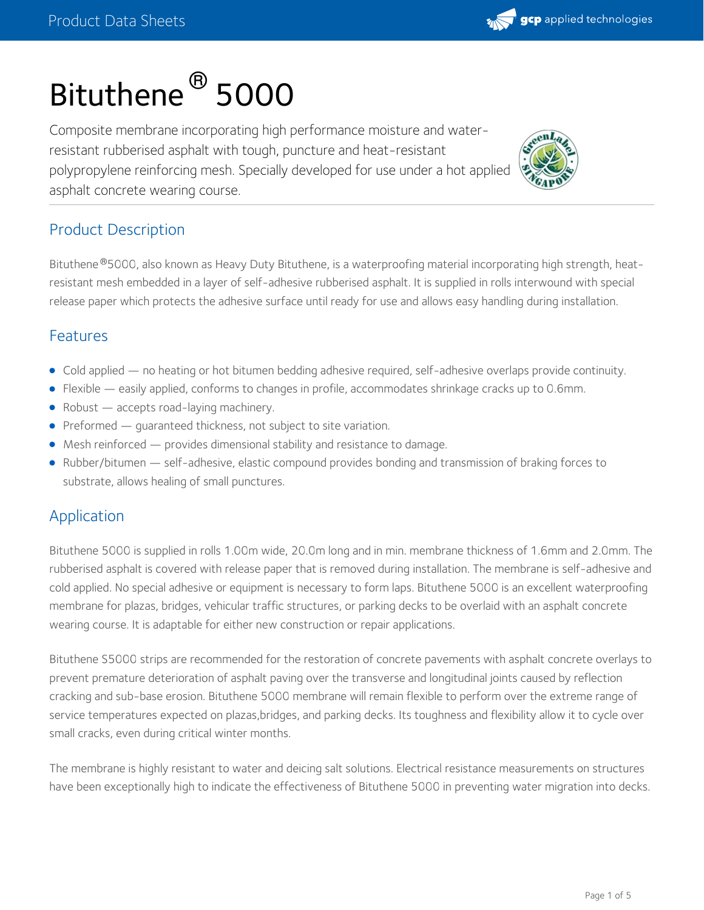# Bituthene® 5000

Composite membrane incorporating high performance moisture and water-resistant rubberised asphalt with tough, puncture and heat-resistant polypropylene reinforcing mesh. Specially developed for use under a hot applied asphalt concrete wearing course.

## Product Description

Bituthene®5000, also known as Heavy Duty Bituthene, is a waterproofing material incorporating high strength, heat-resistant mesh embedded in a layer of self-adhesive rubberised asphalt. It is supplied in rolls interwound with special release paper which protects the adhesive surface until ready for use and allows easy handling during installation.

## Features

- Cold applied — no heating or hot bitumen bedding adhesive required, self-adhesive overlaps provide continuity.
- Flexible — easily applied, conforms to changes in profile, accommodates shrinkage cracks up to 0.6mm.
- Robust — accepts road-laying machinery.
- Preformed — guaranteed thickness, not subject to site variation.
- Mesh reinforced — provides dimensional stability and resistance to damage.
- Rubber/bitumen — self-adhesive, elastic compound provides bonding and transmission of braking forces to substrate, allows healing of small punctures.

## Application

Bituthene 5000 is supplied in rolls 1.00m wide, 20.0m long and in min. membrane thickness of 1.6mm and 2.0mm. The rubberised asphalt is covered with release paper that is removed during installation. The membrane is self-adhesive and cold applied. No special adhesive or equipment is necessary to form laps. Bituthene 5000 is an excellent waterproofing membrane for plazas, bridges, vehicular traffic structures, or parking decks to be overlaid with an asphalt concrete wearing course. It is adaptable for either new construction or repair applications.

Bituthene S5000 strips are recommended for the restoration of concrete pavements with asphalt concrete overlays to prevent premature deterioration of asphalt paving over the transverse and longitudinal joints caused by reflection cracking and sub-base erosion. Bituthene 5000 membrane will remain flexible to perform over the extreme range of service temperatures expected on plazas,bridges, and parking decks. Its toughness and flexibility allow it to cycle over small cracks, even during critical winter months.

The membrane is highly resistant to water and deicing salt solutions. Electrical resistance measurements on structures have been exceptionally high to indicate the effectiveness of Bituthene 5000 in preventing water migration into decks.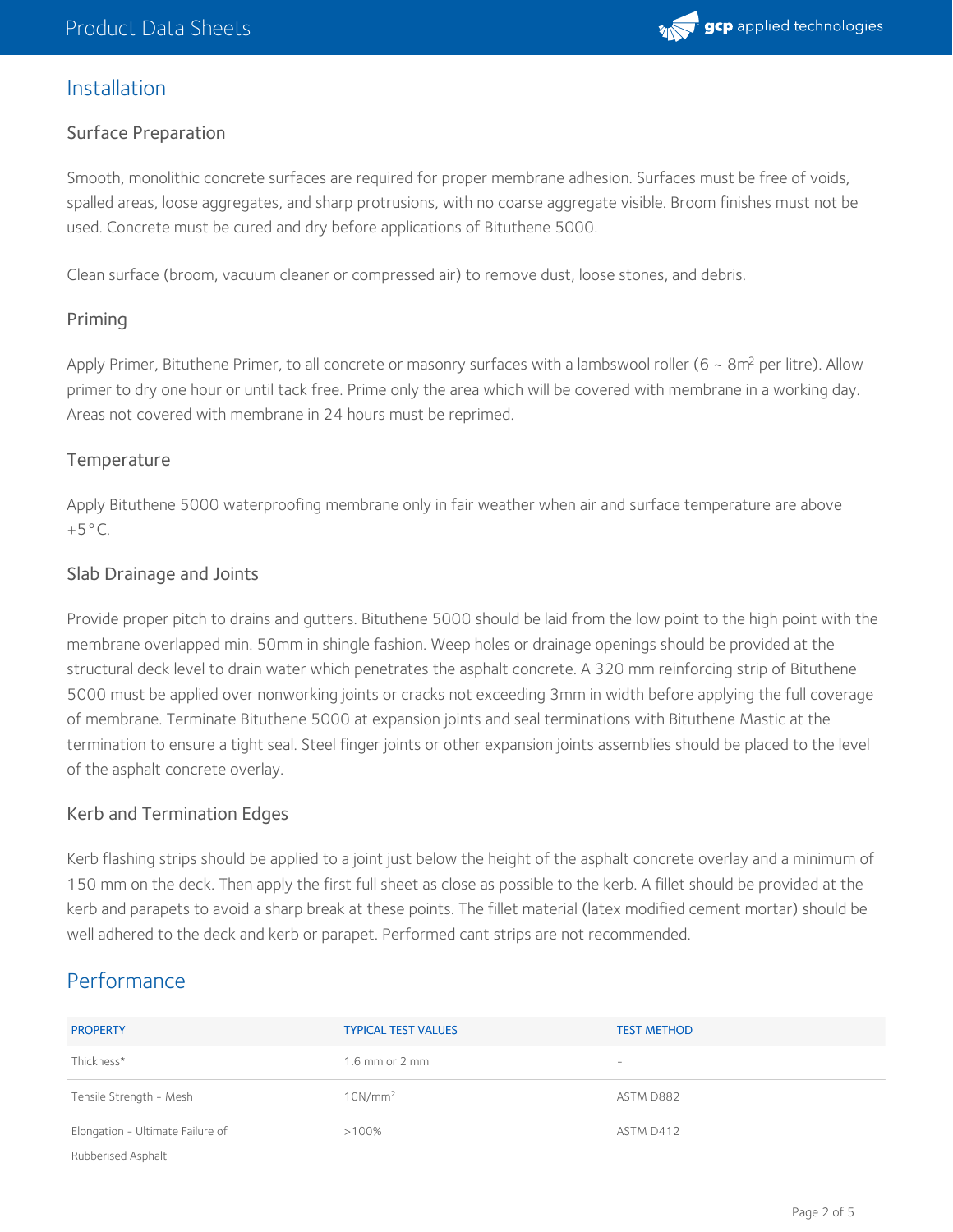## Installation

### Surface Preparation

Smooth, monolithic concrete surfaces are required for proper membrane adhesion. Surfaces must be free of voids, spalled areas, loose aggregates, and sharp protrusions, with no coarse aggregate visible. Broom finishes must not be used. Concrete must be cured and dry before applications of Bituthene 5000.

Clean surface (broom, vacuum cleaner or compressed air) to remove dust, loose stones, and debris.

### Priming

Apply Primer, Bituthene Primer, to all concrete or masonry surfaces with a lambswool roller (6 ~ 8m$^2$ per litre). Allow primer to dry one hour or until tack free. Prime only the area which will be covered with membrane in a working day. Areas not covered with membrane in 24 hours must be reprimed.

### Temperature

Apply Bituthene 5000 waterproofing membrane only in fair weather when air and surface temperature are above +5°C.

### Slab Drainage and Joints

Provide proper pitch to drains and gutters. Bituthene 5000 should be laid from the low point to the high point with the membrane overlapped min. 50mm in shingle fashion. Weep holes or drainage openings should be provided at the structural deck level to drain water which penetrates the asphalt concrete. A 320 mm reinforcing strip of Bituthene 5000 must be applied over nonworking joints or cracks not exceeding 3mm in width before applying the full coverage of membrane. Terminate Bituthene 5000 at expansion joints and seal terminations with Bituthene Mastic at the termination to ensure a tight seal. Steel finger joints or other expansion joints assemblies should be placed to the level of the asphalt concrete overlay.

### Kerb and Termination Edges

Kerb flashing strips should be applied to a joint just below the height of the asphalt concrete overlay and a minimum of 150 mm on the deck. Then apply the first full sheet as close as possible to the kerb. A fillet should be provided at the kerb and parapets to avoid a sharp break at these points. The fillet material (latex modified cement mortar) should be well adhered to the deck and kerb or parapet. Performed cant strips are not recommended.

## Performance

| PROPERTY | TYPICAL TEST VALUES | TEST METHOD |
|---|---|---|
| Thickness* | 1.6 mm or 2 mm | - |
| Tensile Strength - Mesh | 10N/mm$^2$ | ASTM D882 |
| Elongation - Ultimate Failure of Rubberised Asphalt | >100% | ASTM D412 |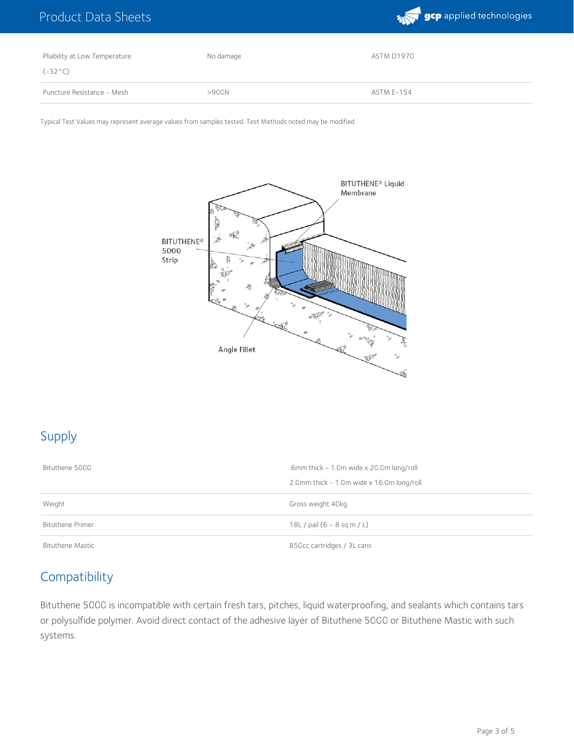| | | |
|---|---|---|
| Pliability at Low Temperature (-32°C) | No damage | ASTM D1970 |
| Puncture Resistance - Mesh | >900N | ASTM E-154 |

Typical Test Values may represent average values from samples tested. Test Methods noted may be modified.

BITUTHENE® Liquid Membrane

BITUTHENE® 5000 Strip

Angle Fillet

## Supply

| | |
|---|---|
| Bituthene 5000 | .6mm thick - 1.0m wide x 20.0m long/roll<br>2.0mm thick - 1.0m wide x 16.0m long/roll |
| Weight | Gross weight 40kg |
| Bituthene Primer | 18L / pail (6 ~ 8 sq m / L) |
| Bituthene Mastic | 850cc cartridges / 3L cans |

## Compatibility

Bituthene 5000 is incompatible with certain fresh tars, pitches, liquid waterproofing, and sealants which contains tars or polysulfide polymer. Avoid direct contact of the adhesive layer of Bituthene 5000 or Bituthene Mastic with such systems.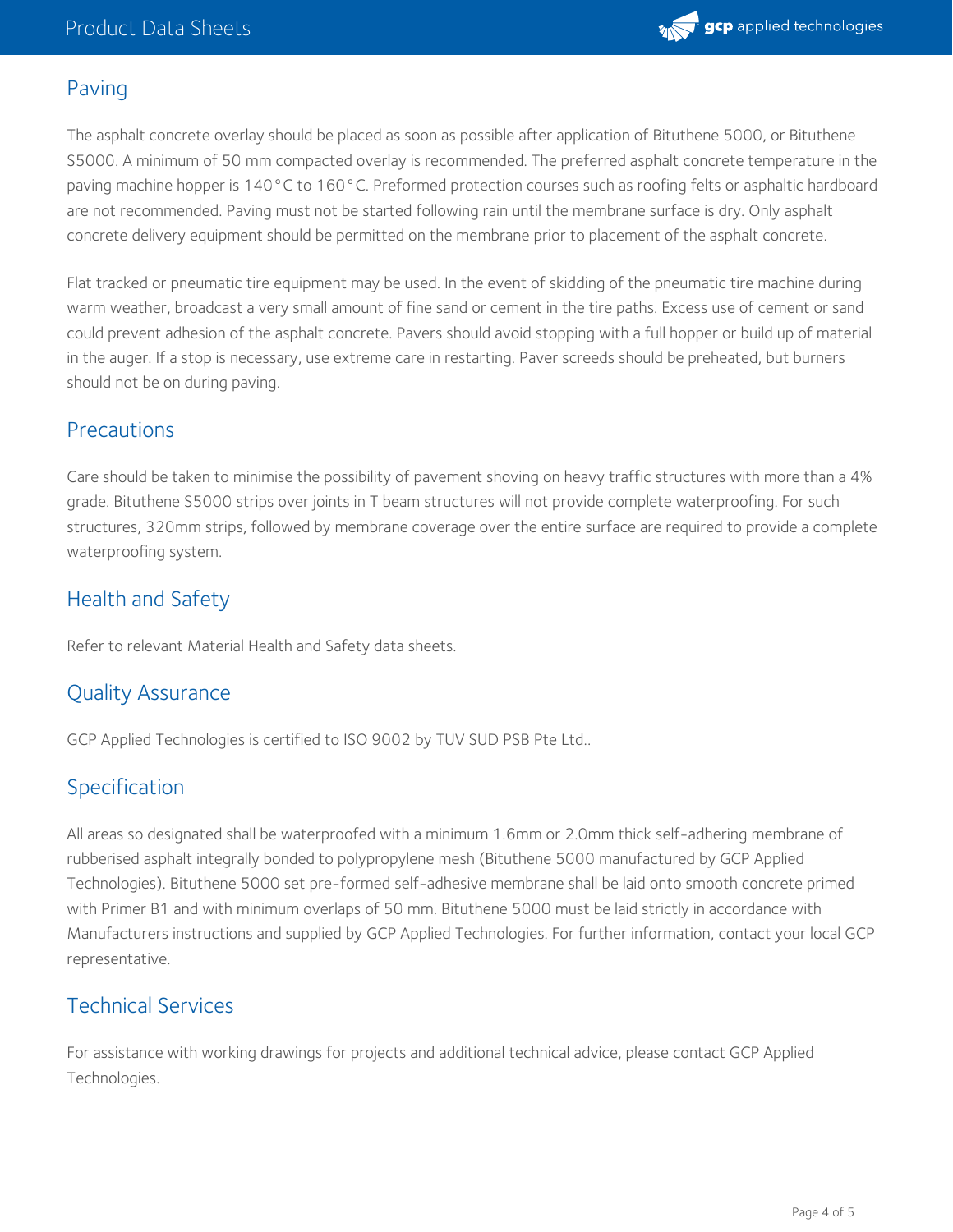## Paving

The asphalt concrete overlay should be placed as soon as possible after application of Bituthene 5000, or Bituthene S5000. A minimum of 50 mm compacted overlay is recommended. The preferred asphalt concrete temperature in the paving machine hopper is 140°C to 160°C. Preformed protection courses such as roofing felts or asphaltic hardboard are not recommended. Paving must not be started following rain until the membrane surface is dry. Only asphalt concrete delivery equipment should be permitted on the membrane prior to placement of the asphalt concrete.

Flat tracked or pneumatic tire equipment may be used. In the event of skidding of the pneumatic tire machine during warm weather, broadcast a very small amount of fine sand or cement in the tire paths. Excess use of cement or sand could prevent adhesion of the asphalt concrete. Pavers should avoid stopping with a full hopper or build up of material in the auger. If a stop is necessary, use extreme care in restarting. Paver screeds should be preheated, but burners should not be on during paving.

## Precautions

Care should be taken to minimise the possibility of pavement shoving on heavy traffic structures with more than a 4% grade. Bituthene S5000 strips over joints in T beam structures will not provide complete waterproofing. For such structures, 320mm strips, followed by membrane coverage over the entire surface are required to provide a complete waterproofing system.

## Health and Safety

Refer to relevant Material Health and Safety data sheets.

## Quality Assurance

GCP Applied Technologies is certified to ISO 9002 by TUV SUD PSB Pte Ltd..

## Specification

All areas so designated shall be waterproofed with a minimum 1.6mm or 2.0mm thick self-adhering membrane of rubberised asphalt integrally bonded to polypropylene mesh (Bituthene 5000 manufactured by GCP Applied Technologies). Bituthene 5000 set pre-formed self-adhesive membrane shall be laid onto smooth concrete primed with Primer B1 and with minimum overlaps of 50 mm. Bituthene 5000 must be laid strictly in accordance with Manufacturers instructions and supplied by GCP Applied Technologies. For further information, contact your local GCP representative.

## Technical Services

For assistance with working drawings for projects and additional technical advice, please contact GCP Applied Technologies.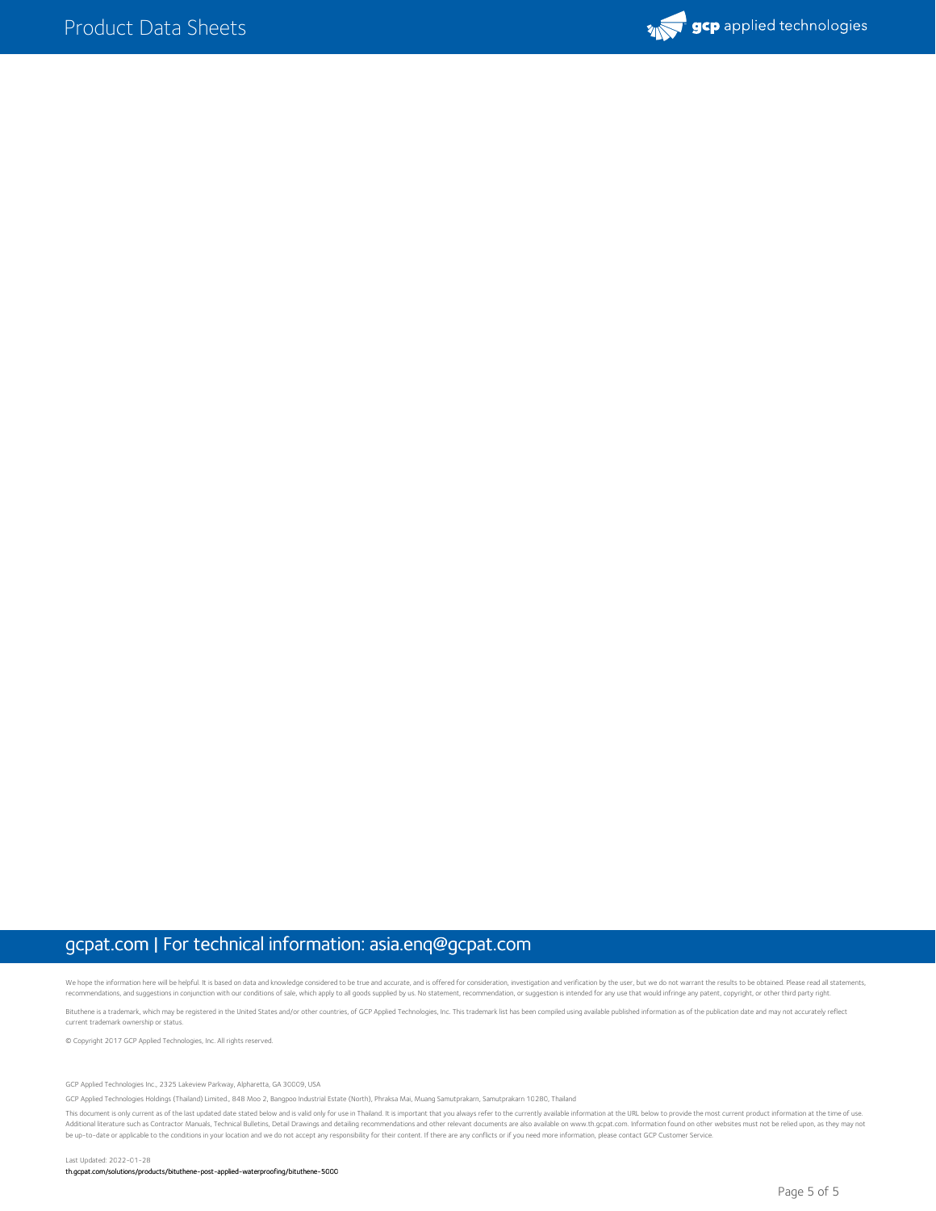gcpat.com | For technical information: asia.enq@gcpat.com

We hope the information here will be helpful. It is based on data and knowledge considered to be true and accurate, and is offered for consideration, investigation and verification by the user, but we do not warrant the results to be obtained. Please read all statements, recommendations, and suggestions in conjunction with our conditions of sale, which apply to all goods supplied by us. No statement, recommendation, or suggestion is intended for any use that would infringe any patent, copyright, or other third party right.

Bituthene is a trademark, which may be registered in the United States and/or other countries, of GCP Applied Technologies, Inc. This trademark list has been compiled using available published information as of the publication date and may not accurately reflect current trademark ownership or status.

© Copyright 2017 GCP Applied Technologies, Inc. All rights reserved.

GCP Applied Technologies Inc., 2325 Lakeview Parkway, Alpharetta, GA 30009, USA

GCP Applied Technologies Holdings (Thailand) Limited., 848 Moo 2, Bangpoo Industrial Estate (North), Phraksa Mai, Muang Samutprakarn, Samutprakarn 10280, Thailand

This document is only current as of the last updated date stated below and is valid only for use in Thailand. It is important that you always refer to the currently available information at the URL below to provide the most current product information at the time of use. Additional literature such as Contractor Manuals, Technical Bulletins, Detail Drawings and detailing recommendations and other relevant documents are also available on www.th.gcpat.com. Information found on other websites must not be relied upon, as they may not be up-to-date or applicable to the conditions in your location and we do not accept any responsibility for their content. If there are any conflicts or if you need more information, please contact GCP Customer Service.

Last Updated: 2022-01-28

th.gcpat.com/solutions/products/bituthene-post-applied-waterproofing/bituthene-5000